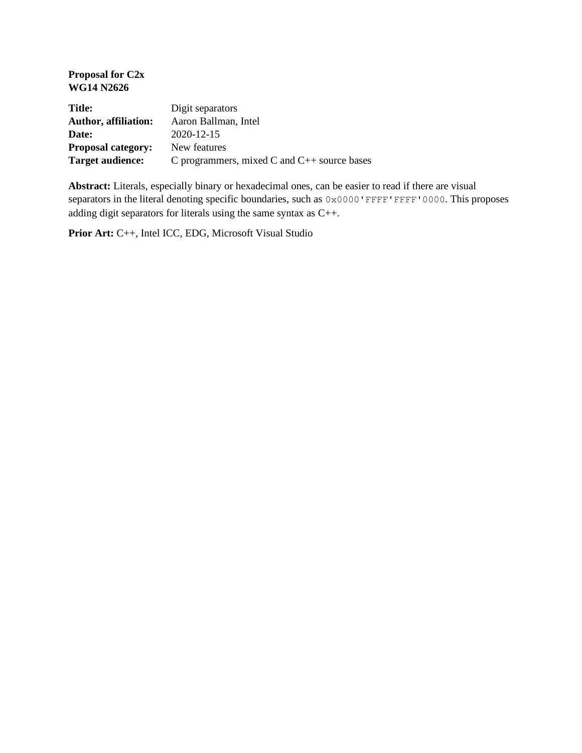**Proposal for C2x**
**WG14 N2626**

| | |
|---|---|
| **Title:** | Digit separators |
| **Author, affiliation:** | Aaron Ballman, Intel |
| **Date:** | 2020-12-15 |
| **Proposal category:** | New features |
| **Target audience:** | C programmers, mixed C and C++ source bases |

**Abstract:** Literals, especially binary or hexadecimal ones, can be easier to read if there are visual separators in the literal denoting specific boundaries, such as `0x0000'FFFF'FFFF'0000`. This proposes adding digit separators for literals using the same syntax as C++.

**Prior Art:** C++, Intel ICC, EDG, Microsoft Visual Studio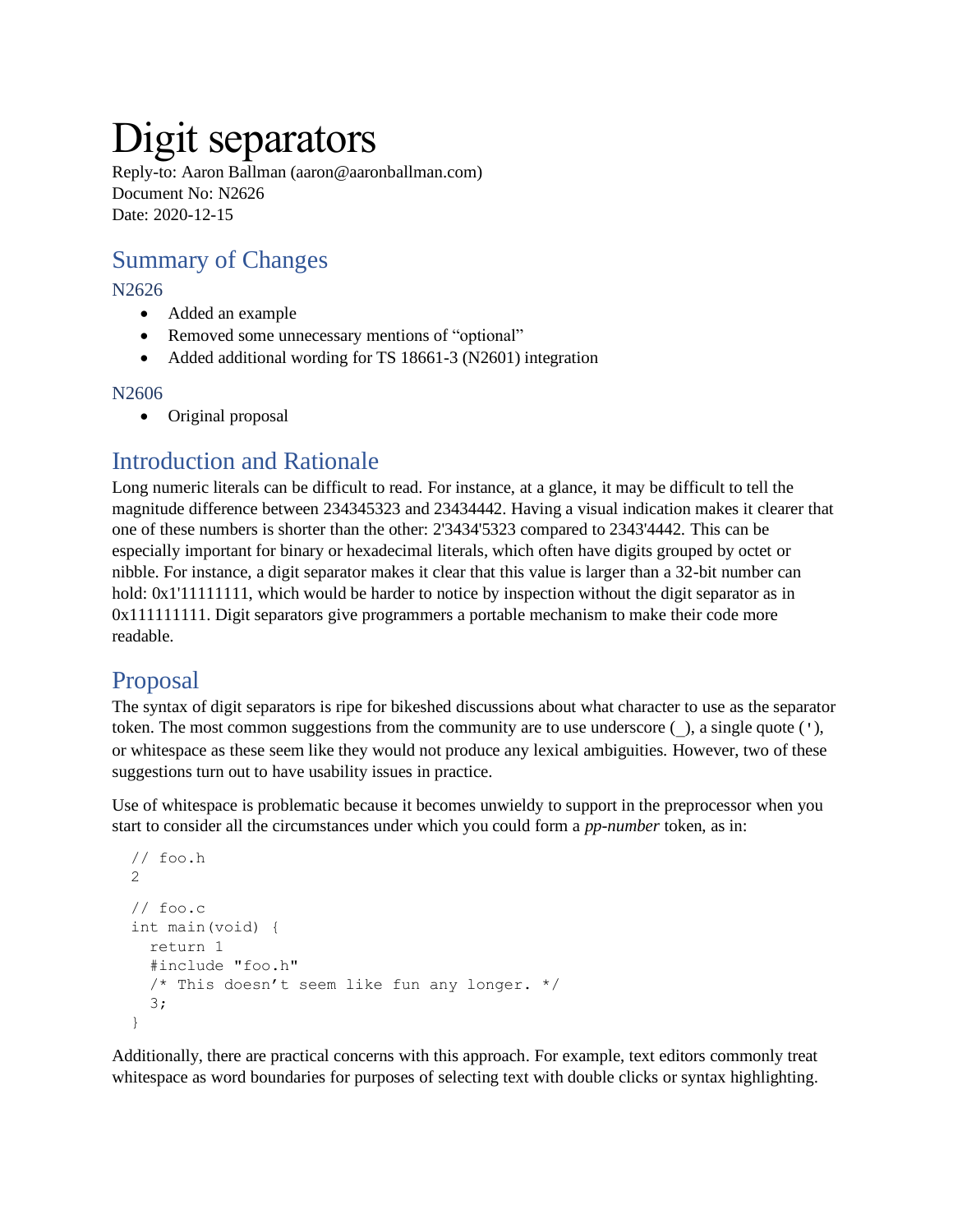# Digit separators

Reply-to: Aaron Ballman (aaron@aaronballman.com)
Document No: N2626
Date: 2020-12-15

## Summary of Changes

### N2626

- Added an example
- Removed some unnecessary mentions of "optional"
- Added additional wording for TS 18661-3 (N2601) integration

### N2606

- Original proposal

## Introduction and Rationale

Long numeric literals can be difficult to read. For instance, at a glance, it may be difficult to tell the magnitude difference between 234345323 and 23434442. Having a visual indication makes it clearer that one of these numbers is shorter than the other: 2'3434'5323 compared to 2343'4442. This can be especially important for binary or hexadecimal literals, which often have digits grouped by octet or nibble. For instance, a digit separator makes it clear that this value is larger than a 32-bit number can hold: 0x1'11111111, which would be harder to notice by inspection without the digit separator as in 0x111111111. Digit separators give programmers a portable mechanism to make their code more readable.

## Proposal

The syntax of digit separators is ripe for bikeshed discussions about what character to use as the separator token. The most common suggestions from the community are to use underscore (`_`), a single quote (`'`), or whitespace as these seem like they would not produce any lexical ambiguities. However, two of these suggestions turn out to have usability issues in practice.

Use of whitespace is problematic because it becomes unwieldy to support in the preprocessor when you start to consider all the circumstances under which you could form a *pp-number* token, as in:

```
// foo.h
2

// foo.c
int main(void) {
  return 1
  #include "foo.h"
  /* This doesn't seem like fun any longer. */
  3;
}
```

Additionally, there are practical concerns with this approach. For example, text editors commonly treat whitespace as word boundaries for purposes of selecting text with double clicks or syntax highlighting.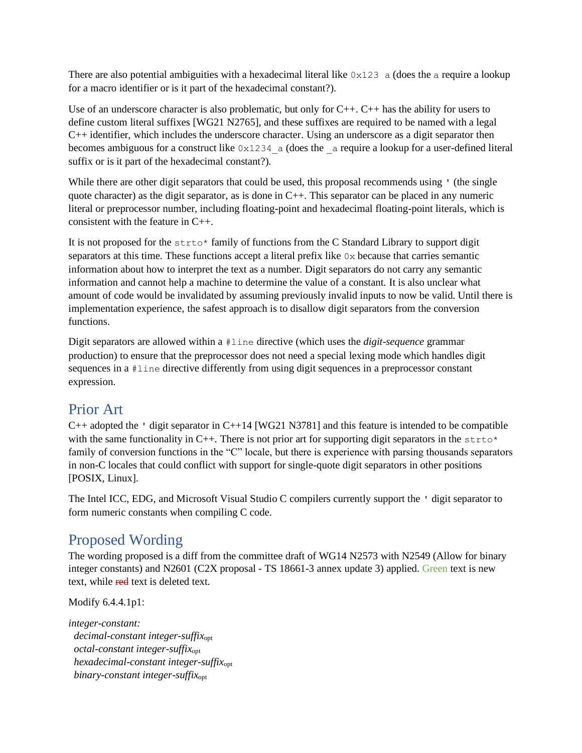There are also potential ambiguities with a hexadecimal literal like `0x123 a` (does the `a` require a lookup for a macro identifier or is it part of the hexadecimal constant?).

Use of an underscore character is also problematic, but only for C++. C++ has the ability for users to define custom literal suffixes [WG21 N2765], and these suffixes are required to be named with a legal C++ identifier, which includes the underscore character. Using an underscore as a digit separator then becomes ambiguous for a construct like `0x1234_a` (does the `_a` require a lookup for a user-defined literal suffix or is it part of the hexadecimal constant?).

While there are other digit separators that could be used, this proposal recommends using `'` (the single quote character) as the digit separator, as is done in C++. This separator can be placed in any numeric literal or preprocessor number, including floating-point and hexadecimal floating-point literals, which is consistent with the feature in C++.

It is not proposed for the `strto*` family of functions from the C Standard Library to support digit separators at this time. These functions accept a literal prefix like `0x` because that carries semantic information about how to interpret the text as a number. Digit separators do not carry any semantic information and cannot help a machine to determine the value of a constant. It is also unclear what amount of code would be invalidated by assuming previously invalid inputs to now be valid. Until there is implementation experience, the safest approach is to disallow digit separators from the conversion functions.

Digit separators are allowed within a `#line` directive (which uses the *digit-sequence* grammar production) to ensure that the preprocessor does not need a special lexing mode which handles digit sequences in a `#line` directive differently from using digit sequences in a preprocessor constant expression.

## Prior Art

C++ adopted the `'` digit separator in C++14 [WG21 N3781] and this feature is intended to be compatible with the same functionality in C++. There is not prior art for supporting digit separators in the `strto*` family of conversion functions in the "C" locale, but there is experience with parsing thousands separators in non-C locales that could conflict with support for single-quote digit separators in other positions [POSIX, Linux].

The Intel ICC, EDG, and Microsoft Visual Studio C compilers currently support the `'` digit separator to form numeric constants when compiling C code.

## Proposed Wording

The wording proposed is a diff from the committee draft of WG14 N2573 with N2549 (Allow for binary integer constants) and N2601 (C2X proposal - TS 18661-3 annex update 3) applied. Green text is new text, while ~~red~~ text is deleted text.

Modify 6.4.4.1p1:

*integer-constant:*
  *decimal-constant integer-suffix*$_{opt}$
  *octal-constant integer-suffix*$_{opt}$
  *hexadecimal-constant integer-suffix*$_{opt}$
  *binary-constant integer-suffix*$_{opt}$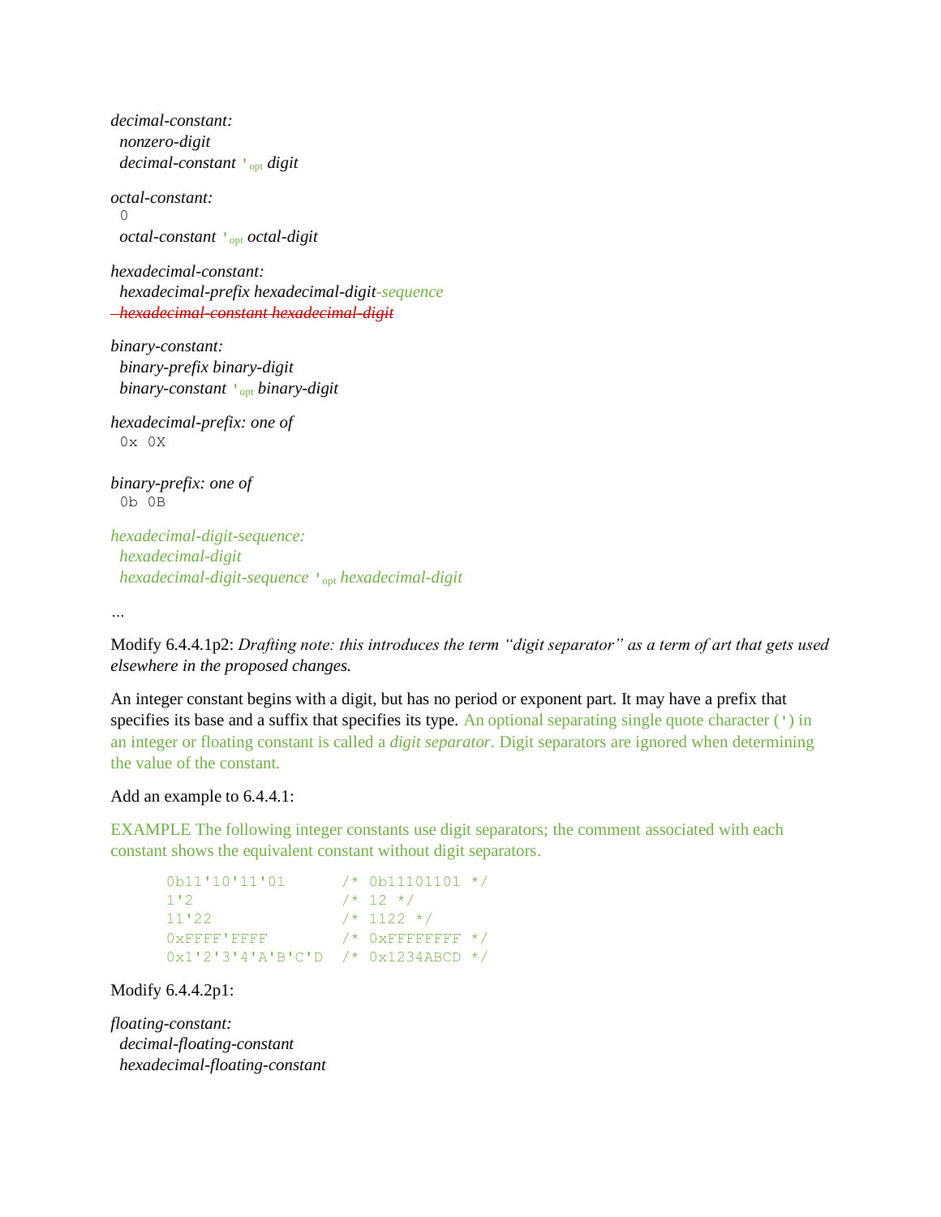*decimal-constant:*
  *nonzero-digit*
  *decimal-constant* `'`opt *digit*

*octal-constant:*
  `0`
  *octal-constant* `'`opt *octal-digit*

*hexadecimal-constant:*
  *hexadecimal-prefix hexadecimal-digit-sequence*
  ~~*hexadecimal-constant hexadecimal-digit*~~

*binary-constant:*
  *binary-prefix binary-digit*
  *binary-constant* `'`opt *binary-digit*

*hexadecimal-prefix: one of*
  `0x 0X`

*binary-prefix: one of*
  `0b 0B`

*hexadecimal-digit-sequence:*
  *hexadecimal-digit*
  *hexadecimal-digit-sequence* `'`opt *hexadecimal-digit*

…

Modify 6.4.4.1p2: *Drafting note: this introduces the term "digit separator" as a term of art that gets used elsewhere in the proposed changes.*

An integer constant begins with a digit, but has no period or exponent part. It may have a prefix that specifies its base and a suffix that specifies its type. An optional separating single quote character (`'`) in an integer or floating constant is called a *digit separator*. Digit separators are ignored when determining the value of the constant.

Add an example to 6.4.4.1:

EXAMPLE The following integer constants use digit separators; the comment associated with each constant shows the equivalent constant without digit separators.

```
0b11'10'11'01      /* 0b11101101 */
1'2                /* 12 */
11'22              /* 1122 */
0xFFFF'FFFF        /* 0xFFFFFFFF */
0x1'2'3'4'A'B'C'D  /* 0x1234ABCD */
```

Modify 6.4.4.2p1:

*floating-constant:*
  *decimal-floating-constant*
  *hexadecimal-floating-constant*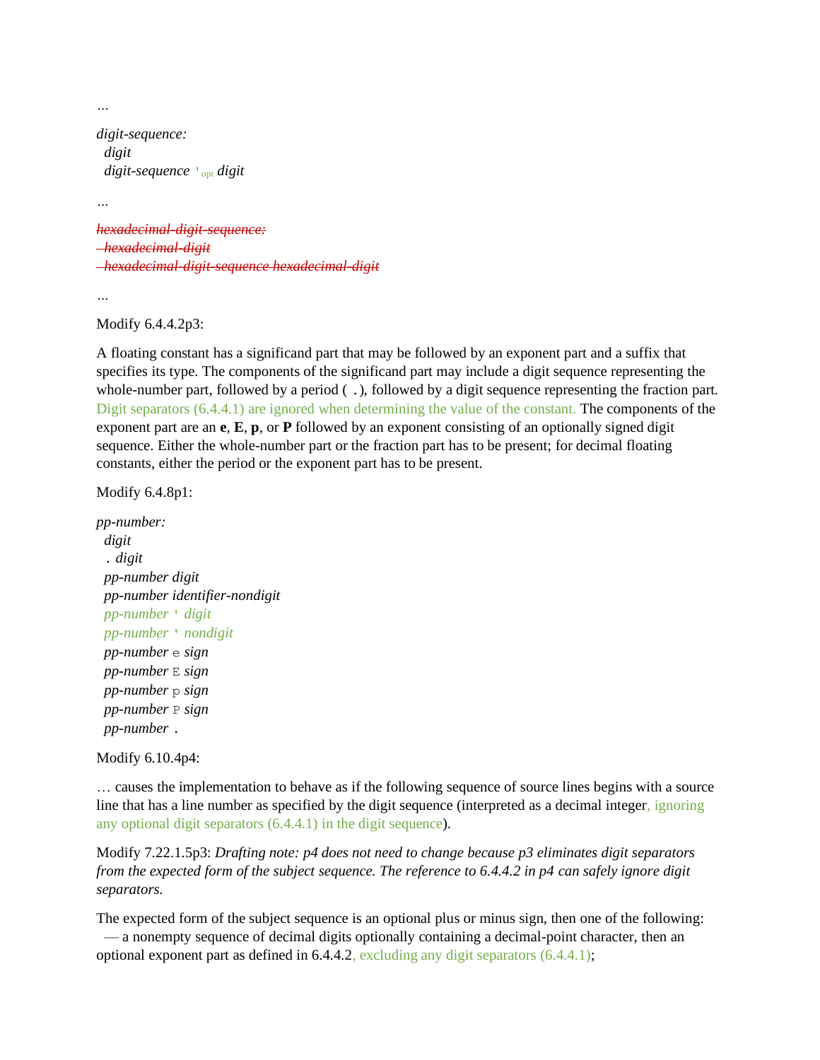…

*digit-sequence:*
  *digit*
  *digit-sequence* `'`<sub>opt</sub> *digit*

…

~~*hexadecimal-digit-sequence:*~~
  ~~*hexadecimal-digit*~~
  ~~*hexadecimal-digit-sequence hexadecimal-digit*~~

…

Modify 6.4.4.2p3:

A floating constant has a significand part that may be followed by an exponent part and a suffix that specifies its type. The components of the significand part may include a digit sequence representing the whole-number part, followed by a period ( `.`), followed by a digit sequence representing the fraction part. Digit separators (6.4.4.1) are ignored when determining the value of the constant. The components of the exponent part are an **e**, **E**, **p**, or **P** followed by an exponent consisting of an optionally signed digit sequence. Either the whole-number part or the fraction part has to be present; for decimal floating constants, either the period or the exponent part has to be present.

Modify 6.4.8p1:

*pp-number:*
  *digit*
  `.` *digit*
  *pp-number digit*
  *pp-number identifier-nondigit*
  *pp-number* `'` *digit*
  *pp-number* `'` *nondigit*
  *pp-number* `e` *sign*
  *pp-number* `E` *sign*
  *pp-number* `p` *sign*
  *pp-number* `P` *sign*
  *pp-number* `.`

Modify 6.10.4p4:

… causes the implementation to behave as if the following sequence of source lines begins with a source line that has a line number as specified by the digit sequence (interpreted as a decimal integer, ignoring any optional digit separators (6.4.4.1) in the digit sequence).

Modify 7.22.1.5p3: *Drafting note: p4 does not need to change because p3 eliminates digit separators from the expected form of the subject sequence. The reference to 6.4.4.2 in p4 can safely ignore digit separators.*

The expected form of the subject sequence is an optional plus or minus sign, then one of the following:
  — a nonempty sequence of decimal digits optionally containing a decimal-point character, then an optional exponent part as defined in 6.4.4.2, excluding any digit separators (6.4.4.1);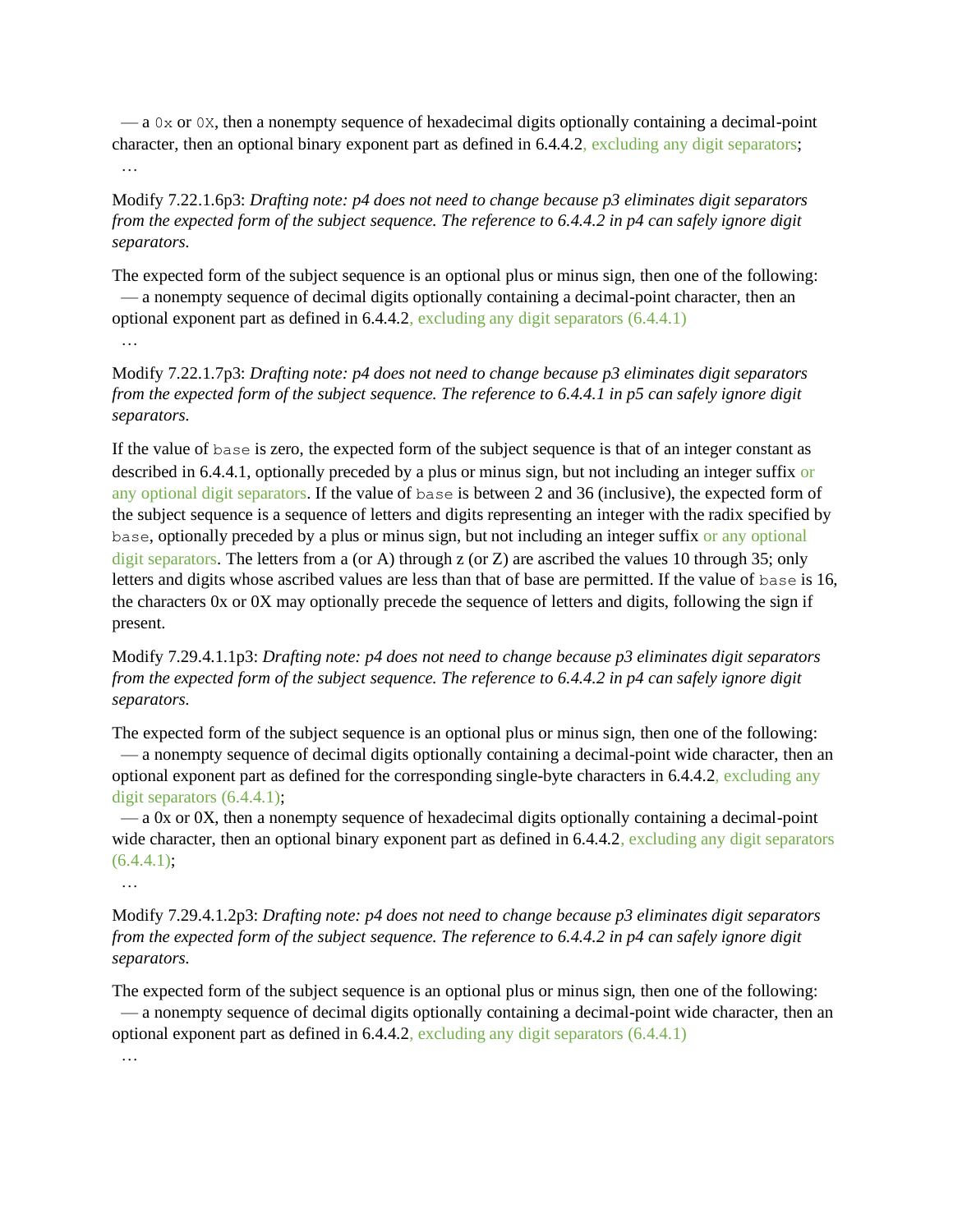— a `0x` or `0X`, then a nonempty sequence of hexadecimal digits optionally containing a decimal-point character, then an optional binary exponent part as defined in 6.4.4.2, excluding any digit separators;
…

Modify 7.22.1.6p3: *Drafting note: p4 does not need to change because p3 eliminates digit separators from the expected form of the subject sequence. The reference to 6.4.4.2 in p4 can safely ignore digit separators.*

The expected form of the subject sequence is an optional plus or minus sign, then one of the following:
— a nonempty sequence of decimal digits optionally containing a decimal-point character, then an optional exponent part as defined in 6.4.4.2, excluding any digit separators (6.4.4.1)
…

Modify 7.22.1.7p3: *Drafting note: p4 does not need to change because p3 eliminates digit separators from the expected form of the subject sequence. The reference to 6.4.4.1 in p5 can safely ignore digit separators.*

If the value of `base` is zero, the expected form of the subject sequence is that of an integer constant as described in 6.4.4.1, optionally preceded by a plus or minus sign, but not including an integer suffix or any optional digit separators. If the value of `base` is between 2 and 36 (inclusive), the expected form of the subject sequence is a sequence of letters and digits representing an integer with the radix specified by `base`, optionally preceded by a plus or minus sign, but not including an integer suffix or any optional digit separators. The letters from a (or A) through z (or Z) are ascribed the values 10 through 35; only letters and digits whose ascribed values are less than that of base are permitted. If the value of `base` is 16, the characters 0x or 0X may optionally precede the sequence of letters and digits, following the sign if present.

Modify 7.29.4.1.1p3: *Drafting note: p4 does not need to change because p3 eliminates digit separators from the expected form of the subject sequence. The reference to 6.4.4.2 in p4 can safely ignore digit separators.*

The expected form of the subject sequence is an optional plus or minus sign, then one of the following:
— a nonempty sequence of decimal digits optionally containing a decimal-point wide character, then an optional exponent part as defined for the corresponding single-byte characters in 6.4.4.2, excluding any digit separators (6.4.4.1);
— a 0x or 0X, then a nonempty sequence of hexadecimal digits optionally containing a decimal-point wide character, then an optional binary exponent part as defined in 6.4.4.2, excluding any digit separators (6.4.4.1);
…

Modify 7.29.4.1.2p3: *Drafting note: p4 does not need to change because p3 eliminates digit separators from the expected form of the subject sequence. The reference to 6.4.4.2 in p4 can safely ignore digit separators.*

The expected form of the subject sequence is an optional plus or minus sign, then one of the following:
— a nonempty sequence of decimal digits optionally containing a decimal-point wide character, then an optional exponent part as defined in 6.4.4.2, excluding any digit separators (6.4.4.1)
…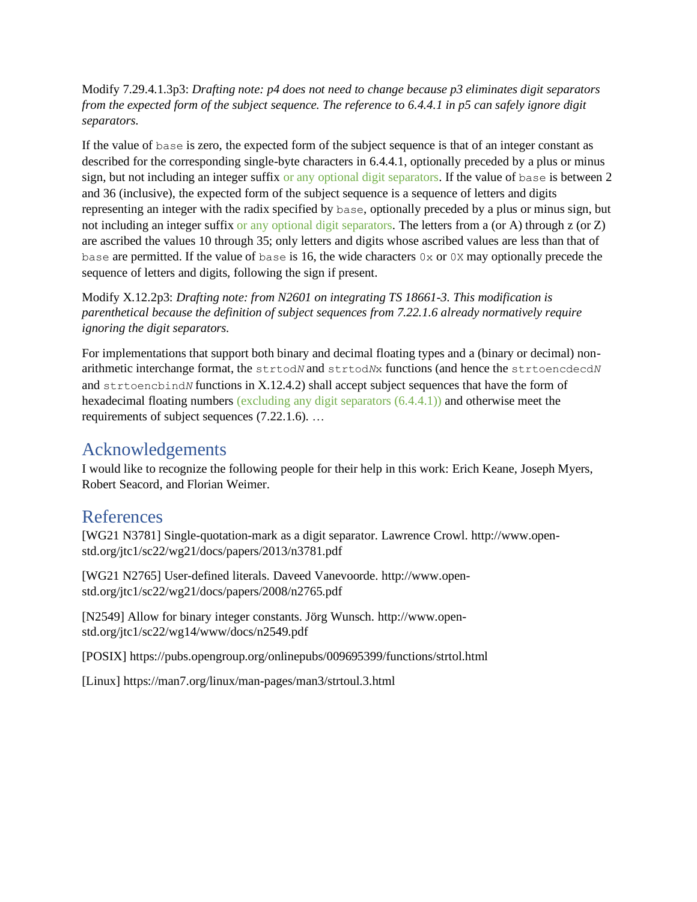Modify 7.29.4.1.3p3: *Drafting note: p4 does not need to change because p3 eliminates digit separators from the expected form of the subject sequence. The reference to 6.4.4.1 in p5 can safely ignore digit separators.*

If the value of `base` is zero, the expected form of the subject sequence is that of an integer constant as described for the corresponding single-byte characters in 6.4.4.1, optionally preceded by a plus or minus sign, but not including an integer suffix or any optional digit separators. If the value of `base` is between 2 and 36 (inclusive), the expected form of the subject sequence is a sequence of letters and digits representing an integer with the radix specified by `base`, optionally preceded by a plus or minus sign, but not including an integer suffix or any optional digit separators. The letters from a (or A) through z (or Z) are ascribed the values 10 through 35; only letters and digits whose ascribed values are less than that of `base` are permitted. If the value of `base` is 16, the wide characters `0x` or `0X` may optionally precede the sequence of letters and digits, following the sign if present.

Modify X.12.2p3: *Drafting note: from N2601 on integrating TS 18661-3. This modification is parenthetical because the definition of subject sequences from 7.22.1.6 already normatively require ignoring the digit separators.*

For implementations that support both binary and decimal floating types and a (binary or decimal) non-arithmetic interchange format, the `strtodN` and `strtodNx` functions (and hence the `strtoencdecdN` and `strtoencbindN` functions in X.12.4.2) shall accept subject sequences that have the form of hexadecimal floating numbers (excluding any digit separators (6.4.4.1)) and otherwise meet the requirements of subject sequences (7.22.1.6). …

## Acknowledgements

I would like to recognize the following people for their help in this work: Erich Keane, Joseph Myers, Robert Seacord, and Florian Weimer.

## References

[WG21 N3781] Single-quotation-mark as a digit separator. Lawrence Crowl. http://www.open-std.org/jtc1/sc22/wg21/docs/papers/2013/n3781.pdf

[WG21 N2765] User-defined literals. Daveed Vanevoorde. http://www.open-std.org/jtc1/sc22/wg21/docs/papers/2008/n2765.pdf

[N2549] Allow for binary integer constants. Jörg Wunsch. http://www.open-std.org/jtc1/sc22/wg14/www/docs/n2549.pdf

[POSIX] https://pubs.opengroup.org/onlinepubs/009695399/functions/strtol.html

[Linux] https://man7.org/linux/man-pages/man3/strtoul.3.html